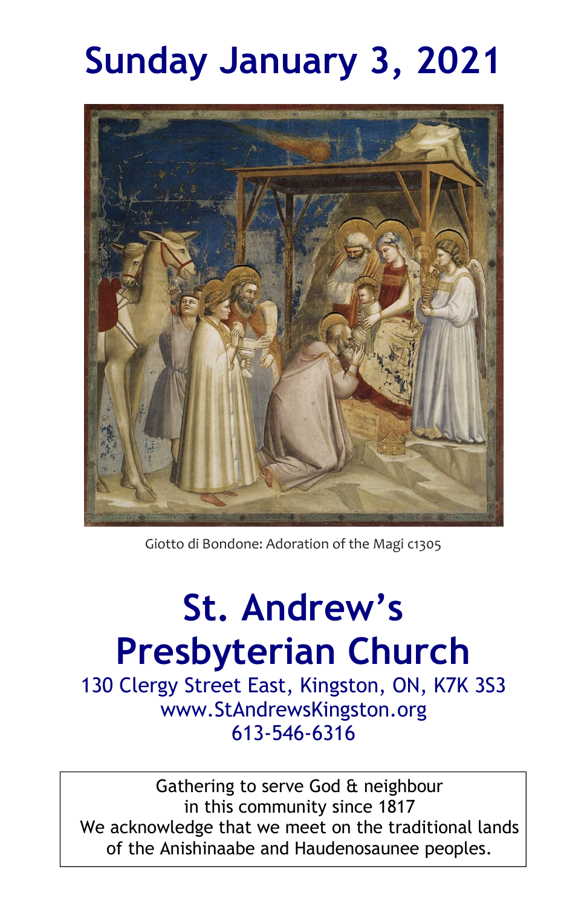# Sunday January 3, 2021

Giotto di Bondone: Adoration of the Magi c1305

# St. Andrew's Presbyterian Church

130 Clergy Street East, Kingston, ON, K7K 3S3
www.StAndrewsKingston.org
613-546-6316

Gathering to serve God & neighbour
in this community since 1817
We acknowledge that we meet on the traditional lands of the Anishinaabe and Haudenosaunee peoples.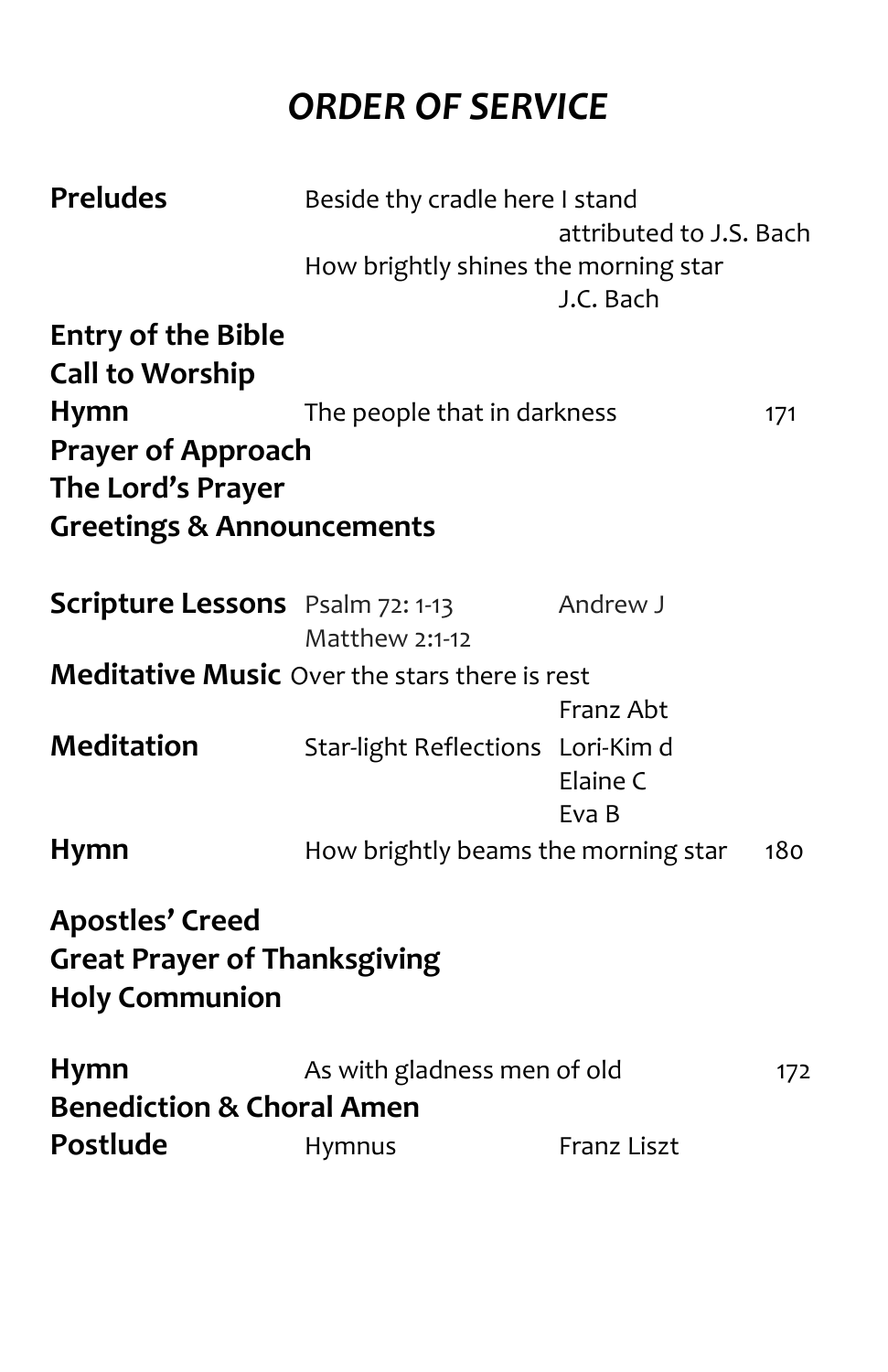# *ORDER OF SERVICE*

**Preludes** Beside thy cradle here I stand
attributed to J.S. Bach
How brightly shines the morning star
J.C. Bach

**Entry of the Bible**

**Call to Worship**

**Hymn** The people that in darkness 171

**Prayer of Approach**

**The Lord's Prayer**

**Greetings & Announcements**

**Scripture Lessons** Psalm 72: 1-13 Andrew J
Matthew 2:1-12

**Meditative Music** Over the stars there is rest
Franz Abt

**Meditation** Star-light Reflections Lori-Kim d
Elaine C
Eva B

**Hymn** How brightly beams the morning star 180

**Apostles' Creed**

**Great Prayer of Thanksgiving**

**Holy Communion**

**Hymn** As with gladness men of old 172

**Benediction & Choral Amen**

**Postlude** Hymnus Franz Liszt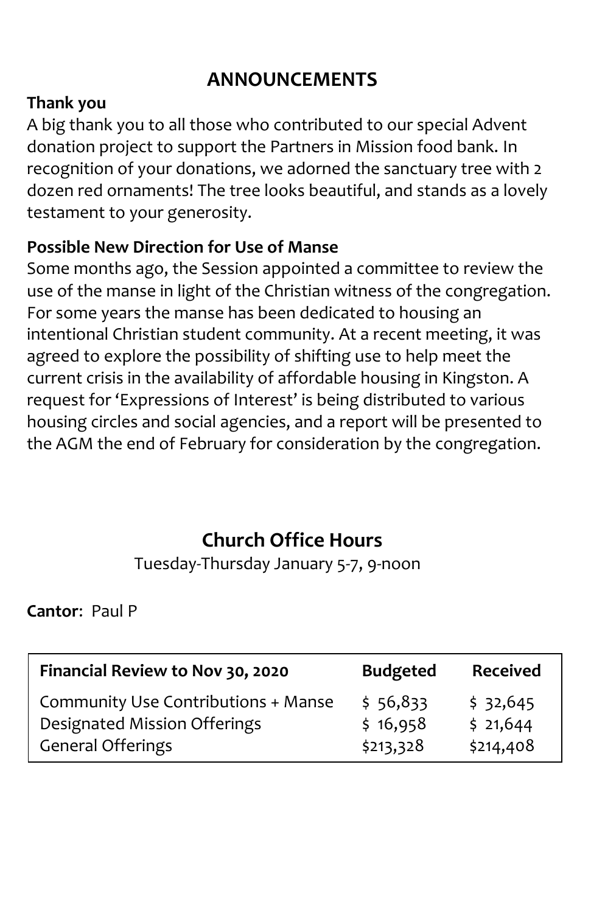# ANNOUNCEMENTS

**Thank you**

A big thank you to all those who contributed to our special Advent donation project to support the Partners in Mission food bank. In recognition of your donations, we adorned the sanctuary tree with 2 dozen red ornaments! The tree looks beautiful, and stands as a lovely testament to your generosity.

**Possible New Direction for Use of Manse**

Some months ago, the Session appointed a committee to review the use of the manse in light of the Christian witness of the congregation. For some years the manse has been dedicated to housing an intentional Christian student community. At a recent meeting, it was agreed to explore the possibility of shifting use to help meet the current crisis in the availability of affordable housing in Kingston. A request for 'Expressions of Interest' is being distributed to various housing circles and social agencies, and a report will be presented to the AGM the end of February for consideration by the congregation.

## Church Office Hours

Tuesday-Thursday January 5-7, 9-noon

**Cantor**: Paul P

| Financial Review to Nov 30, 2020 | Budgeted | Received |
|---|---|---|
| Community Use Contributions + Manse | $ 56,833 | $ 32,645 |
| Designated Mission Offerings | $ 16,958 | $ 21,644 |
| General Offerings | $213,328 | $214,408 |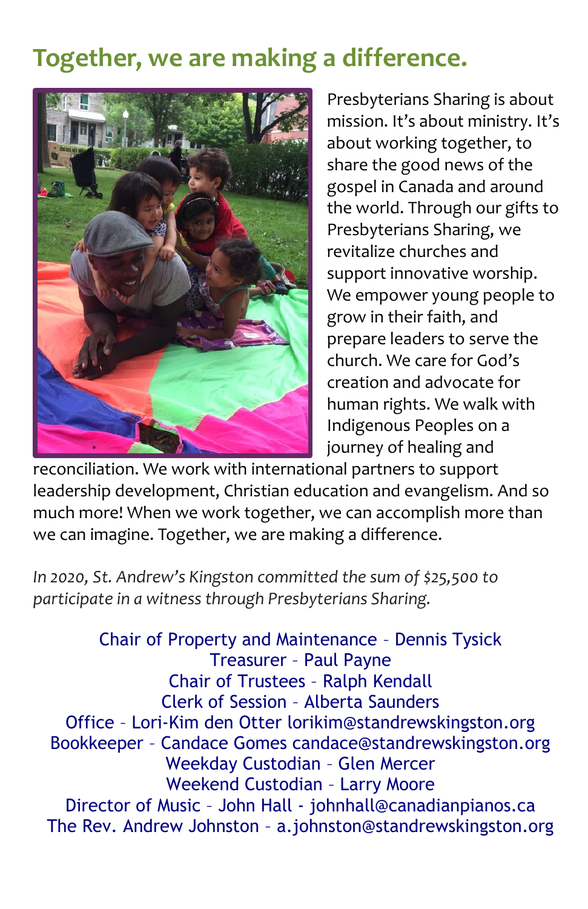## Together, we are making a difference.

Presbyterians Sharing is about mission. It's about ministry. It's about working together, to share the good news of the gospel in Canada and around the world. Through our gifts to Presbyterians Sharing, we revitalize churches and support innovative worship. We empower young people to grow in their faith, and prepare leaders to serve the church. We care for God's creation and advocate for human rights. We walk with Indigenous Peoples on a journey of healing and reconciliation. We work with international partners to support leadership development, Christian education and evangelism. And so much more! When we work together, we can accomplish more than we can imagine. Together, we are making a difference.

*In 2020, St. Andrew's Kingston committed the sum of $25,500 to participate in a witness through Presbyterians Sharing.*

Chair of Property and Maintenance – Dennis Tysick
Treasurer – Paul Payne
Chair of Trustees – Ralph Kendall
Clerk of Session – Alberta Saunders
Office – Lori-Kim den Otter lorikim@standrewskingston.org
Bookkeeper – Candace Gomes candace@standrewskingston.org
Weekday Custodian – Glen Mercer
Weekend Custodian – Larry Moore
Director of Music – John Hall - johnhall@canadianpianos.ca
The Rev. Andrew Johnston – a.johnston@standrewskingston.org